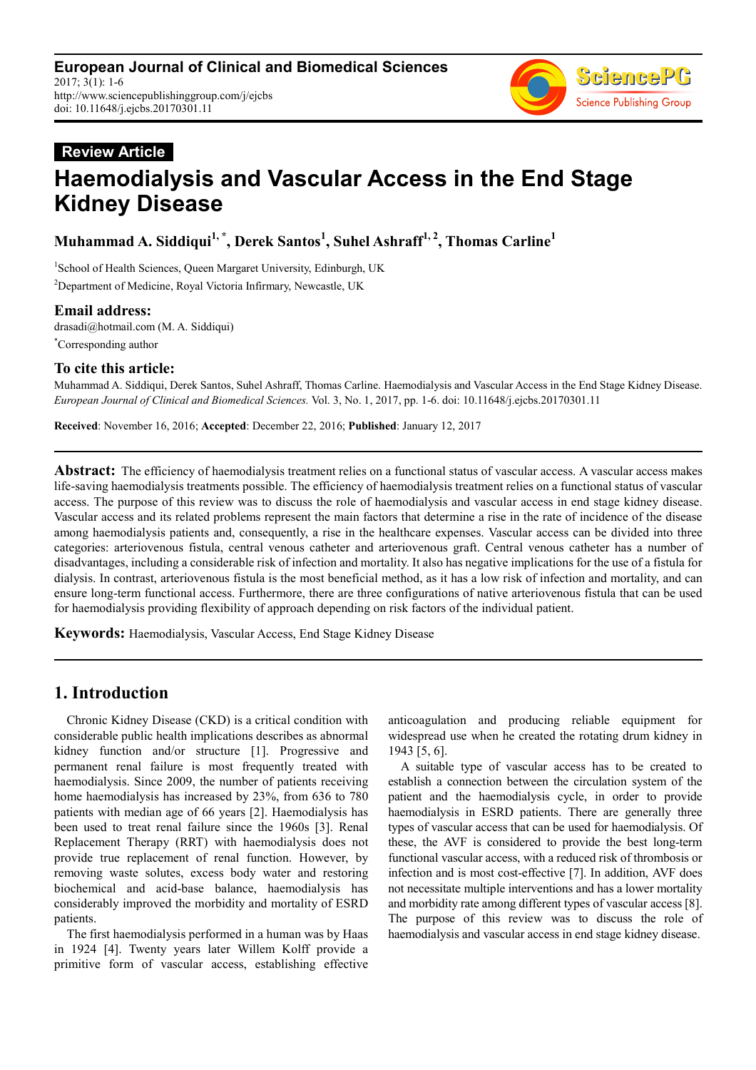**European Journal of Clinical and Biomedical Sciences**
2017; 3(1): 1-6
http://www.sciencepublishinggroup.com/j/ejcbs
doi: 10.11648/j.ejcbs.20170301.11

**Review Article**

# Haemodialysis and Vascular Access in the End Stage Kidney Disease

**Muhammad A. Siddiqui[1, *], Derek Santos[1], Suhel Ashraff[1, 2], Thomas Carline[1]**

[1]School of Health Sciences, Queen Margaret University, Edinburgh, UK
[2]Department of Medicine, Royal Victoria Infirmary, Newcastle, UK

## Email address:

drasadi@hotmail.com (M. A. Siddiqui)
[*]Corresponding author

## To cite this article:

Muhammad A. Siddiqui, Derek Santos, Suhel Ashraff, Thomas Carline. Haemodialysis and Vascular Access in the End Stage Kidney Disease. *European Journal of Clinical and Biomedical Sciences.* Vol. 3, No. 1, 2017, pp. 1-6. doi: 10.11648/j.ejcbs.20170301.11

**Received**: November 16, 2016; **Accepted**: December 22, 2016; **Published**: January 12, 2017

---

**Abstract:** The efficiency of haemodialysis treatment relies on a functional status of vascular access. A vascular access makes life-saving haemodialysis treatments possible. The efficiency of haemodialysis treatment relies on a functional status of vascular access. The purpose of this review was to discuss the role of haemodialysis and vascular access in end stage kidney disease. Vascular access and its related problems represent the main factors that determine a rise in the rate of incidence of the disease among haemodialysis patients and, consequently, a rise in the healthcare expenses. Vascular access can be divided into three categories: arteriovenous fistula, central venous catheter and arteriovenous graft. Central venous catheter has a number of disadvantages, including a considerable risk of infection and mortality. It also has negative implications for the use of a fistula for dialysis. In contrast, arteriovenous fistula is the most beneficial method, as it has a low risk of infection and mortality, and can ensure long-term functional access. Furthermore, there are three configurations of native arteriovenous fistula that can be used for haemodialysis providing flexibility of approach depending on risk factors of the individual patient.

**Keywords:** Haemodialysis, Vascular Access, End Stage Kidney Disease

---

## 1. Introduction

Chronic Kidney Disease (CKD) is a critical condition with considerable public health implications describes as abnormal kidney function and/or structure [1]. Progressive and permanent renal failure is most frequently treated with haemodialysis. Since 2009, the number of patients receiving home haemodialysis has increased by 23%, from 636 to 780 patients with median age of 66 years [2]. Haemodialysis has been used to treat renal failure since the 1960s [3]. Renal Replacement Therapy (RRT) with haemodialysis does not provide true replacement of renal function. However, by removing waste solutes, excess body water and restoring biochemical and acid-base balance, haemodialysis has considerably improved the morbidity and mortality of ESRD patients.

The first haemodialysis performed in a human was by Haas in 1924 [4]. Twenty years later Willem Kolff provide a primitive form of vascular access, establishing effective anticoagulation and producing reliable equipment for widespread use when he created the rotating drum kidney in 1943 [5, 6].

A suitable type of vascular access has to be created to establish a connection between the circulation system of the patient and the haemodialysis cycle, in order to provide haemodialysis in ESRD patients. There are generally three types of vascular access that can be used for haemodialysis. Of these, the AVF is considered to provide the best long-term functional vascular access, with a reduced risk of thrombosis or infection and is most cost-effective [7]. In addition, AVF does not necessitate multiple interventions and has a lower mortality and morbidity rate among different types of vascular access [8]. The purpose of this review was to discuss the role of haemodialysis and vascular access in end stage kidney disease.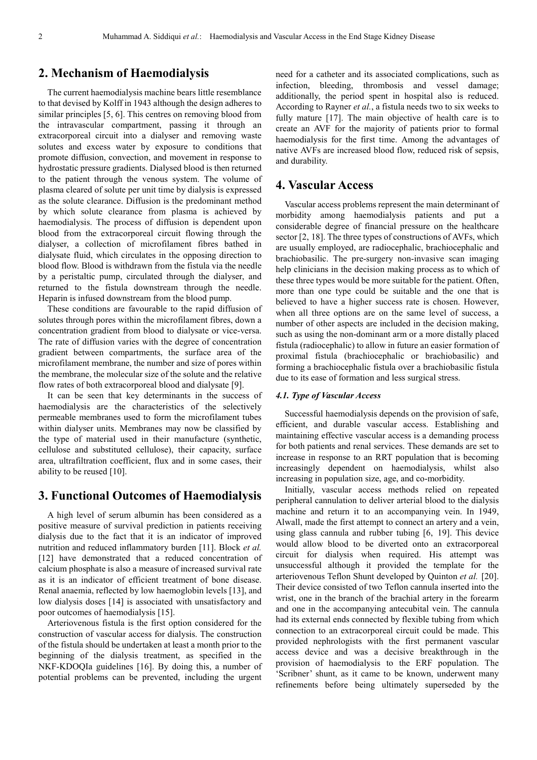## 2. Mechanism of Haemodialysis

The current haemodialysis machine bears little resemblance to that devised by Kolff in 1943 although the design adheres to similar principles [5, 6]. This centres on removing blood from the intravascular compartment, passing it through an extracorporeal circuit into a dialyser and removing waste solutes and excess water by exposure to conditions that promote diffusion, convection, and movement in response to hydrostatic pressure gradients. Dialysed blood is then returned to the patient through the venous system. The volume of plasma cleared of solute per unit time by dialysis is expressed as the solute clearance. Diffusion is the predominant method by which solute clearance from plasma is achieved by haemodialysis. The process of diffusion is dependent upon blood from the extracorporeal circuit flowing through the dialyser, a collection of microfilament fibres bathed in dialysate fluid, which circulates in the opposing direction to blood flow. Blood is withdrawn from the fistula via the needle by a peristaltic pump, circulated through the dialyser, and returned to the fistula downstream through the needle. Heparin is infused downstream from the blood pump.

These conditions are favourable to the rapid diffusion of solutes through pores within the microfilament fibres, down a concentration gradient from blood to dialysate or vice-versa. The rate of diffusion varies with the degree of concentration gradient between compartments, the surface area of the microfilament membrane, the number and size of pores within the membrane, the molecular size of the solute and the relative flow rates of both extracorporeal blood and dialysate [9].

It can be seen that key determinants in the success of haemodialysis are the characteristics of the selectively permeable membranes used to form the microfilament tubes within dialyser units. Membranes may now be classified by the type of material used in their manufacture (synthetic, cellulose and substituted cellulose), their capacity, surface area, ultrafiltration coefficient, flux and in some cases, their ability to be reused [10].

## 3. Functional Outcomes of Haemodialysis

A high level of serum albumin has been considered as a positive measure of survival prediction in patients receiving dialysis due to the fact that it is an indicator of improved nutrition and reduced inflammatory burden [11]. Block *et al.* [12] have demonstrated that a reduced concentration of calcium phosphate is also a measure of increased survival rate as it is an indicator of efficient treatment of bone disease. Renal anaemia, reflected by low haemoglobin levels [13], and low dialysis doses [14] is associated with unsatisfactory and poor outcomes of haemodialysis [15].

Arteriovenous fistula is the first option considered for the construction of vascular access for dialysis. The construction of the fistula should be undertaken at least a month prior to the beginning of the dialysis treatment, as specified in the NKF-KDOQIa guidelines [16]. By doing this, a number of potential problems can be prevented, including the urgent need for a catheter and its associated complications, such as infection, bleeding, thrombosis and vessel damage; additionally, the period spent in hospital also is reduced. According to Rayner *et al.*, a fistula needs two to six weeks to fully mature [17]. The main objective of health care is to create an AVF for the majority of patients prior to formal haemodialysis for the first time. Among the advantages of native AVFs are increased blood flow, reduced risk of sepsis, and durability.

## 4. Vascular Access

Vascular access problems represent the main determinant of morbidity among haemodialysis patients and put a considerable degree of financial pressure on the healthcare sector [2, 18]. The three types of constructions of AVFs, which are usually employed, are radiocephalic, brachiocephalic and brachiobasilic. The pre-surgery non-invasive scan imaging help clinicians in the decision making process as to which of these three types would be more suitable for the patient. Often, more than one type could be suitable and the one that is believed to have a higher success rate is chosen. However, when all three options are on the same level of success, a number of other aspects are included in the decision making, such as using the non-dominant arm or a more distally placed fistula (radiocephalic) to allow in future an easier formation of proximal fistula (brachiocephalic or brachiobasilic) and forming a brachiocephalic fistula over a brachiobasilic fistula due to its ease of formation and less surgical stress.

### *4.1. Type of Vascular Access*

Successful haemodialysis depends on the provision of safe, efficient, and durable vascular access. Establishing and maintaining effective vascular access is a demanding process for both patients and renal services. These demands are set to increase in response to an RRT population that is becoming increasingly dependent on haemodialysis, whilst also increasing in population size, age, and co-morbidity.

Initially, vascular access methods relied on repeated peripheral cannulation to deliver arterial blood to the dialysis machine and return it to an accompanying vein. In 1949, Alwall, made the first attempt to connect an artery and a vein, using glass cannula and rubber tubing [6, 19]. This device would allow blood to be diverted onto an extracorporeal circuit for dialysis when required. His attempt was unsuccessful although it provided the template for the arteriovenous Teflon Shunt developed by Quinton *et al.* [20]. Their device consisted of two Teflon cannula inserted into the wrist, one in the branch of the brachial artery in the forearm and one in the accompanying antecubital vein. The cannula had its external ends connected by flexible tubing from which connection to an extracorporeal circuit could be made. This provided nephrologists with the first permanent vascular access device and was a decisive breakthrough in the provision of haemodialysis to the ERF population. The 'Scribner' shunt, as it came to be known, underwent many refinements before being ultimately superseded by the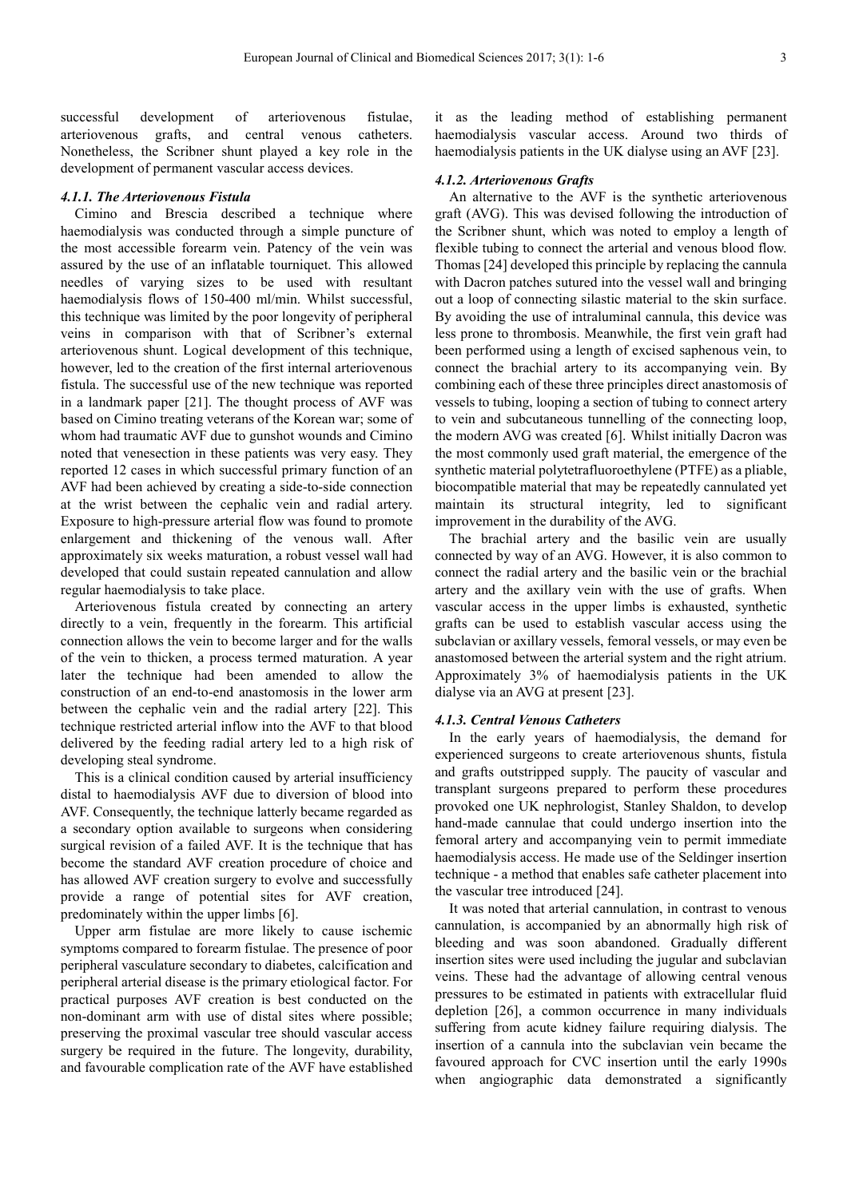successful development of arteriovenous fistulae, arteriovenous grafts, and central venous catheters. Nonetheless, the Scribner shunt played a key role in the development of permanent vascular access devices.

#### *4.1.1. The Arteriovenous Fistula*

Cimino and Brescia described a technique where haemodialysis was conducted through a simple puncture of the most accessible forearm vein. Patency of the vein was assured by the use of an inflatable tourniquet. This allowed needles of varying sizes to be used with resultant haemodialysis flows of 150-400 ml/min. Whilst successful, this technique was limited by the poor longevity of peripheral veins in comparison with that of Scribner's external arteriovenous shunt. Logical development of this technique, however, led to the creation of the first internal arteriovenous fistula. The successful use of the new technique was reported in a landmark paper [21]. The thought process of AVF was based on Cimino treating veterans of the Korean war; some of whom had traumatic AVF due to gunshot wounds and Cimino noted that venesection in these patients was very easy. They reported 12 cases in which successful primary function of an AVF had been achieved by creating a side-to-side connection at the wrist between the cephalic vein and radial artery. Exposure to high-pressure arterial flow was found to promote enlargement and thickening of the venous wall. After approximately six weeks maturation, a robust vessel wall had developed that could sustain repeated cannulation and allow regular haemodialysis to take place.

Arteriovenous fistula created by connecting an artery directly to a vein, frequently in the forearm. This artificial connection allows the vein to become larger and for the walls of the vein to thicken, a process termed maturation. A year later the technique had been amended to allow the construction of an end-to-end anastomosis in the lower arm between the cephalic vein and the radial artery [22]. This technique restricted arterial inflow into the AVF to that blood delivered by the feeding radial artery led to a high risk of developing steal syndrome.

This is a clinical condition caused by arterial insufficiency distal to haemodialysis AVF due to diversion of blood into AVF. Consequently, the technique latterly became regarded as a secondary option available to surgeons when considering surgical revision of a failed AVF. It is the technique that has become the standard AVF creation procedure of choice and has allowed AVF creation surgery to evolve and successfully provide a range of potential sites for AVF creation, predominately within the upper limbs [6].

Upper arm fistulae are more likely to cause ischemic symptoms compared to forearm fistulae. The presence of poor peripheral vasculature secondary to diabetes, calcification and peripheral arterial disease is the primary etiological factor. For practical purposes AVF creation is best conducted on the non-dominant arm with use of distal sites where possible; preserving the proximal vascular tree should vascular access surgery be required in the future. The longevity, durability, and favourable complication rate of the AVF have established it as the leading method of establishing permanent haemodialysis vascular access. Around two thirds of haemodialysis patients in the UK dialyse using an AVF [23].

#### *4.1.2. Arteriovenous Grafts*

An alternative to the AVF is the synthetic arteriovenous graft (AVG). This was devised following the introduction of the Scribner shunt, which was noted to employ a length of flexible tubing to connect the arterial and venous blood flow. Thomas [24] developed this principle by replacing the cannula with Dacron patches sutured into the vessel wall and bringing out a loop of connecting silastic material to the skin surface. By avoiding the use of intraluminal cannula, this device was less prone to thrombosis. Meanwhile, the first vein graft had been performed using a length of excised saphenous vein, to connect the brachial artery to its accompanying vein. By combining each of these three principles direct anastomosis of vessels to tubing, looping a section of tubing to connect artery to vein and subcutaneous tunnelling of the connecting loop, the modern AVG was created [6]. Whilst initially Dacron was the most commonly used graft material, the emergence of the synthetic material polytetrafluoroethylene (PTFE) as a pliable, biocompatible material that may be repeatedly cannulated yet maintain its structural integrity, led to significant improvement in the durability of the AVG.

The brachial artery and the basilic vein are usually connected by way of an AVG. However, it is also common to connect the radial artery and the basilic vein or the brachial artery and the axillary vein with the use of grafts. When vascular access in the upper limbs is exhausted, synthetic grafts can be used to establish vascular access using the subclavian or axillary vessels, femoral vessels, or may even be anastomosed between the arterial system and the right atrium. Approximately 3% of haemodialysis patients in the UK dialyse via an AVG at present [23].

#### *4.1.3. Central Venous Catheters*

In the early years of haemodialysis, the demand for experienced surgeons to create arteriovenous shunts, fistula and grafts outstripped supply. The paucity of vascular and transplant surgeons prepared to perform these procedures provoked one UK nephrologist, Stanley Shaldon, to develop hand-made cannulae that could undergo insertion into the femoral artery and accompanying vein to permit immediate haemodialysis access. He made use of the Seldinger insertion technique - a method that enables safe catheter placement into the vascular tree introduced [24].

It was noted that arterial cannulation, in contrast to venous cannulation, is accompanied by an abnormally high risk of bleeding and was soon abandoned. Gradually different insertion sites were used including the jugular and subclavian veins. These had the advantage of allowing central venous pressures to be estimated in patients with extracellular fluid depletion [26], a common occurrence in many individuals suffering from acute kidney failure requiring dialysis. The insertion of a cannula into the subclavian vein became the favoured approach for CVC insertion until the early 1990s when angiographic data demonstrated a significantly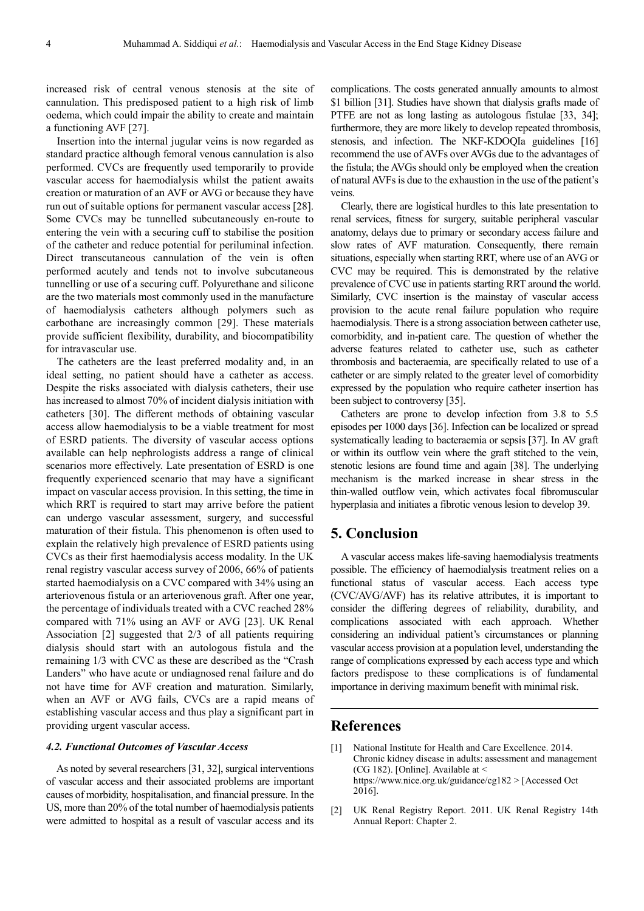increased risk of central venous stenosis at the site of cannulation. This predisposed patient to a high risk of limb oedema, which could impair the ability to create and maintain a functioning AVF [27].

Insertion into the internal jugular veins is now regarded as standard practice although femoral venous cannulation is also performed. CVCs are frequently used temporarily to provide vascular access for haemodialysis whilst the patient awaits creation or maturation of an AVF or AVG or because they have run out of suitable options for permanent vascular access [28]. Some CVCs may be tunnelled subcutaneously en-route to entering the vein with a securing cuff to stabilise the position of the catheter and reduce potential for periluminal infection. Direct transcutaneous cannulation of the vein is often performed acutely and tends not to involve subcutaneous tunnelling or use of a securing cuff. Polyurethane and silicone are the two materials most commonly used in the manufacture of haemodialysis catheters although polymers such as carbothane are increasingly common [29]. These materials provide sufficient flexibility, durability, and biocompatibility for intravascular use.

The catheters are the least preferred modality and, in an ideal setting, no patient should have a catheter as access. Despite the risks associated with dialysis catheters, their use has increased to almost 70% of incident dialysis initiation with catheters [30]. The different methods of obtaining vascular access allow haemodialysis to be a viable treatment for most of ESRD patients. The diversity of vascular access options available can help nephrologists address a range of clinical scenarios more effectively. Late presentation of ESRD is one frequently experienced scenario that may have a significant impact on vascular access provision. In this setting, the time in which RRT is required to start may arrive before the patient can undergo vascular assessment, surgery, and successful maturation of their fistula. This phenomenon is often used to explain the relatively high prevalence of ESRD patients using CVCs as their first haemodialysis access modality. In the UK renal registry vascular access survey of 2006, 66% of patients started haemodialysis on a CVC compared with 34% using an arteriovenous fistula or an arteriovenous graft. After one year, the percentage of individuals treated with a CVC reached 28% compared with 71% using an AVF or AVG [23]. UK Renal Association [2] suggested that 2/3 of all patients requiring dialysis should start with an autologous fistula and the remaining 1/3 with CVC as these are described as the "Crash Landers" who have acute or undiagnosed renal failure and do not have time for AVF creation and maturation. Similarly, when an AVF or AVG fails, CVCs are a rapid means of establishing vascular access and thus play a significant part in providing urgent vascular access.

### *4.2. Functional Outcomes of Vascular Access*

As noted by several researchers [31, 32], surgical interventions of vascular access and their associated problems are important causes of morbidity, hospitalisation, and financial pressure. In the US, more than 20% of the total number of haemodialysis patients were admitted to hospital as a result of vascular access and its complications. The costs generated annually amounts to almost $1 billion [31]. Studies have shown that dialysis grafts made of PTFE are not as long lasting as autologous fistulae [33, 34]; furthermore, they are more likely to develop repeated thrombosis, stenosis, and infection. The NKF-KDOQIa guidelines [16] recommend the use of AVFs over AVGs due to the advantages of the fistula; the AVGs should only be employed when the creation of natural AVFs is due to the exhaustion in the use of the patient's veins.

Clearly, there are logistical hurdles to this late presentation to renal services, fitness for surgery, suitable peripheral vascular anatomy, delays due to primary or secondary access failure and slow rates of AVF maturation. Consequently, there remain situations, especially when starting RRT, where use of an AVG or CVC may be required. This is demonstrated by the relative prevalence of CVC use in patients starting RRT around the world. Similarly, CVC insertion is the mainstay of vascular access provision to the acute renal failure population who require haemodialysis. There is a strong association between catheter use, comorbidity, and in-patient care. The question of whether the adverse features related to catheter use, such as catheter thrombosis and bacteraemia, are specifically related to use of a catheter or are simply related to the greater level of comorbidity expressed by the population who require catheter insertion has been subject to controversy [35].

Catheters are prone to develop infection from 3.8 to 5.5 episodes per 1000 days [36]. Infection can be localized or spread systematically leading to bacteraemia or sepsis [37]. In AV graft or within its outflow vein where the graft stitched to the vein, stenotic lesions are found time and again [38]. The underlying mechanism is the marked increase in shear stress in the thin-walled outflow vein, which activates focal fibromuscular hyperplasia and initiates a fibrotic venous lesion to develop 39.

## 5. Conclusion

A vascular access makes life-saving haemodialysis treatments possible. The efficiency of haemodialysis treatment relies on a functional status of vascular access. Each access type (CVC/AVG/AVF) has its relative attributes, it is important to consider the differing degrees of reliability, durability, and complications associated with each approach. Whether considering an individual patient's circumstances or planning vascular access provision at a population level, understanding the range of complications expressed by each access type and which factors predispose to these complications is of fundamental importance in deriving maximum benefit with minimal risk.

## References

[1] National Institute for Health and Care Excellence. 2014. Chronic kidney disease in adults: assessment and management (CG 182). [Online]. Available at < https://www.nice.org.uk/guidance/cg182 > [Accessed Oct 2016].

[2] UK Renal Registry Report. 2011. UK Renal Registry 14th Annual Report: Chapter 2.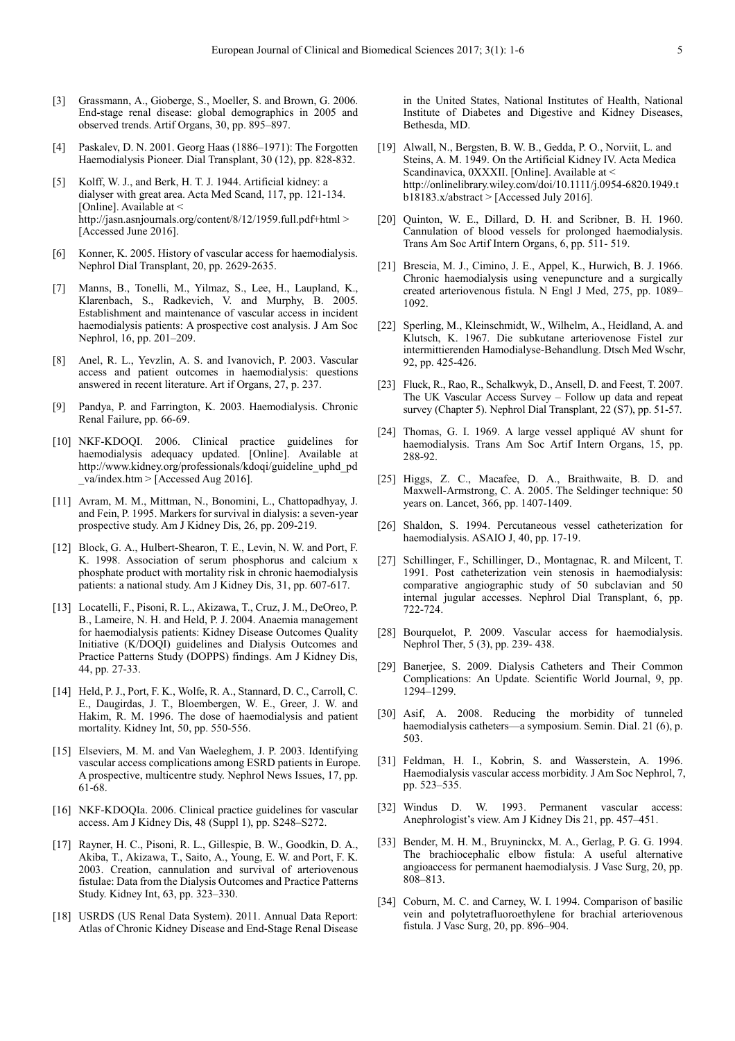[3] Grassmann, A., Gioberge, S., Moeller, S. and Brown, G. 2006. End-stage renal disease: global demographics in 2005 and observed trends. Artif Organs, 30, pp. 895–897.

[4] Paskalev, D. N. 2001. Georg Haas (1886–1971): The Forgotten Haemodialysis Pioneer. Dial Transplant, 30 (12), pp. 828-832.

[5] Kolff, W. J., and Berk, H. T. J. 1944. Artificial kidney: a dialyser with great area. Acta Med Scand, 117, pp. 121-134. [Online]. Available at < http://jasn.asnjournals.org/content/8/12/1959.full.pdf+html > [Accessed June 2016].

[6] Konner, K. 2005. History of vascular access for haemodialysis. Nephrol Dial Transplant, 20, pp. 2629-2635.

[7] Manns, B., Tonelli, M., Yilmaz, S., Lee, H., Laupland, K., Klarenbach, S., Radkevich, V. and Murphy, B. 2005. Establishment and maintenance of vascular access in incident haemodialysis patients: A prospective cost analysis. J Am Soc Nephrol, 16, pp. 201–209.

[8] Anel, R. L., Yevzlin, A. S. and Ivanovich, P. 2003. Vascular access and patient outcomes in haemodialysis: questions answered in recent literature. Art if Organs, 27, p. 237.

[9] Pandya, P. and Farrington, K. 2003. Haemodialysis. Chronic Renal Failure, pp. 66-69.

[10] NKF-KDOQI. 2006. Clinical practice guidelines for haemodialysis adequacy updated. [Online]. Available at http://www.kidney.org/professionals/kdoqi/guideline_uphd_pd_va/index.htm > [Accessed Aug 2016].

[11] Avram, M. M., Mittman, N., Bonomini, L., Chattopadhyay, J. and Fein, P. 1995. Markers for survival in dialysis: a seven-year prospective study. Am J Kidney Dis, 26, pp. 209-219.

[12] Block, G. A., Hulbert-Shearon, T. E., Levin, N. W. and Port, F. K. 1998. Association of serum phosphorus and calcium x phosphate product with mortality risk in chronic haemodialysis patients: a national study. Am J Kidney Dis, 31, pp. 607-617.

[13] Locatelli, F., Pisoni, R. L., Akizawa, T., Cruz, J. M., DeOreo, P. B., Lameire, N. H. and Held, P. J. 2004. Anaemia management for haemodialysis patients: Kidney Disease Outcomes Quality Initiative (K/DOQI) guidelines and Dialysis Outcomes and Practice Patterns Study (DOPPS) findings. Am J Kidney Dis, 44, pp. 27-33.

[14] Held, P. J., Port, F. K., Wolfe, R. A., Stannard, D. C., Carroll, C. E., Daugirdas, J. T., Bloembergen, W. E., Greer, J. W. and Hakim, R. M. 1996. The dose of haemodialysis and patient mortality. Kidney Int, 50, pp. 550-556.

[15] Elseviers, M. M. and Van Waeleghem, J. P. 2003. Identifying vascular access complications among ESRD patients in Europe. A prospective, multicentre study. Nephrol News Issues, 17, pp. 61-68.

[16] NKF-KDOQIa. 2006. Clinical practice guidelines for vascular access. Am J Kidney Dis, 48 (Suppl 1), pp. S248–S272.

[17] Rayner, H. C., Pisoni, R. L., Gillespie, B. W., Goodkin, D. A., Akiba, T., Akizawa, T., Saito, A., Young, E. W. and Port, F. K. 2003. Creation, cannulation and survival of arteriovenous fistulae: Data from the Dialysis Outcomes and Practice Patterns Study. Kidney Int, 63, pp. 323–330.

[18] USRDS (US Renal Data System). 2011. Annual Data Report: Atlas of Chronic Kidney Disease and End-Stage Renal Disease in the United States, National Institutes of Health, National Institute of Diabetes and Digestive and Kidney Diseases, Bethesda, MD.

[19] Alwall, N., Bergsten, B. W. B., Gedda, P. O., Norviit, L. and Steins, A. M. 1949. On the Artificial Kidney IV. Acta Medica Scandinavica, 0XXXII. [Online]. Available at < http://onlinelibrary.wiley.com/doi/10.1111/j.0954-6820.1949.tb18183.x/abstract > [Accessed July 2016].

[20] Quinton, W. E., Dillard, D. H. and Scribner, B. H. 1960. Cannulation of blood vessels for prolonged haemodialysis. Trans Am Soc Artif Intern Organs, 6, pp. 511- 519.

[21] Brescia, M. J., Cimino, J. E., Appel, K., Hurwich, B. J. 1966. Chronic haemodialysis using venepuncture and a surgically created arteriovenous fistula. N Engl J Med, 275, pp. 1089–1092.

[22] Sperling, M., Kleinschmidt, W., Wilhelm, A., Heidland, A. and Klutsch, K. 1967. Die subkutane arteriovenose Fistel zur intermittierenden Hamodialyse-Behandlung. Dtsch Med Wschr, 92, pp. 425-426.

[23] Fluck, R., Rao, R., Schalkwyk, D., Ansell, D. and Feest, T. 2007. The UK Vascular Access Survey – Follow up data and repeat survey (Chapter 5). Nephrol Dial Transplant, 22 (S7), pp. 51-57.

[24] Thomas, G. I. 1969. A large vessel appliqué AV shunt for haemodialysis. Trans Am Soc Artif Intern Organs, 15, pp. 288-92.

[25] Higgs, Z. C., Macafee, D. A., Braithwaite, B. D. and Maxwell-Armstrong, C. A. 2005. The Seldinger technique: 50 years on. Lancet, 366, pp. 1407-1409.

[26] Shaldon, S. 1994. Percutaneous vessel catheterization for haemodialysis. ASAIO J, 40, pp. 17-19.

[27] Schillinger, F., Schillinger, D., Montagnac, R. and Milcent, T. 1991. Post catheterization vein stenosis in haemodialysis: comparative angiographic study of 50 subclavian and 50 internal jugular accesses. Nephrol Dial Transplant, 6, pp. 722-724.

[28] Bourquelot, P. 2009. Vascular access for haemodialysis. Nephrol Ther, 5 (3), pp. 239- 438.

[29] Banerjee, S. 2009. Dialysis Catheters and Their Common Complications: An Update. Scientific World Journal, 9, pp. 1294–1299.

[30] Asif, A. 2008. Reducing the morbidity of tunneled haemodialysis catheters—a symposium. Semin. Dial. 21 (6), p. 503.

[31] Feldman, H. I., Kobrin, S. and Wasserstein, A. 1996. Haemodialysis vascular access morbidity. J Am Soc Nephrol, 7, pp. 523–535.

[32] Windus D. W. 1993. Permanent vascular access: Anephrologist's view. Am J Kidney Dis 21, pp. 457–451.

[33] Bender, M. H. M., Bruyninckx, M. A., Gerlag, P. G. G. 1994. The brachiocephalic elbow fistula: A useful alternative angioaccess for permanent haemodialysis. J Vasc Surg, 20, pp. 808–813.

[34] Coburn, M. C. and Carney, W. I. 1994. Comparison of basilic vein and polytetrafluoroethylene for brachial arteriovenous fistula. J Vasc Surg, 20, pp. 896–904.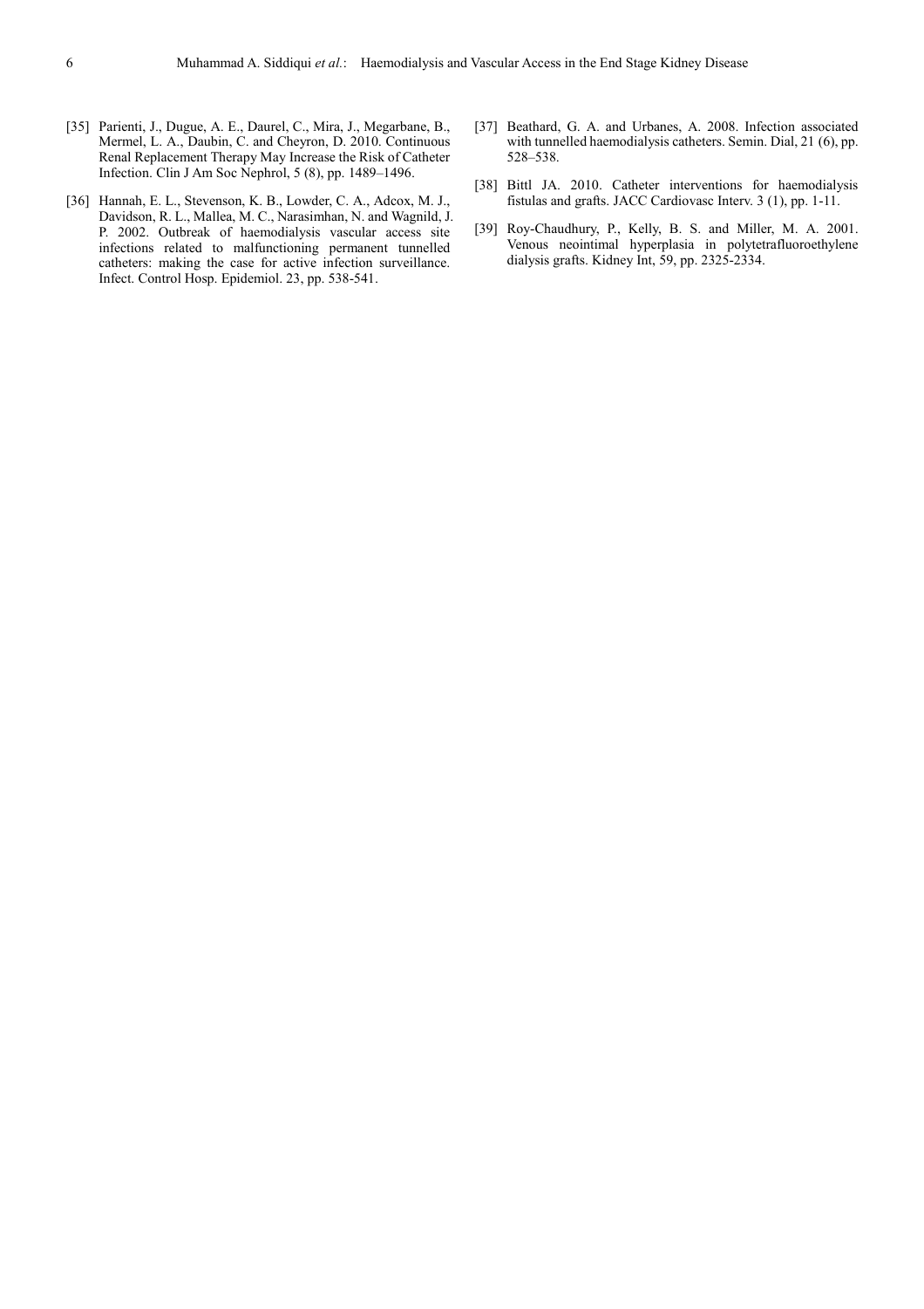[35] Parienti, J., Dugue, A. E., Daurel, C., Mira, J., Megarbane, B., Mermel, L. A., Daubin, C. and Cheyron, D. 2010. Continuous Renal Replacement Therapy May Increase the Risk of Catheter Infection. Clin J Am Soc Nephrol, 5 (8), pp. 1489–1496.

[36] Hannah, E. L., Stevenson, K. B., Lowder, C. A., Adcox, M. J., Davidson, R. L., Mallea, M. C., Narasimhan, N. and Wagnild, J. P. 2002. Outbreak of haemodialysis vascular access site infections related to malfunctioning permanent tunnelled catheters: making the case for active infection surveillance. Infect. Control Hosp. Epidemiol. 23, pp. 538-541.

[37] Beathard, G. A. and Urbanes, A. 2008. Infection associated with tunnelled haemodialysis catheters. Semin. Dial, 21 (6), pp. 528–538.

[38] Bittl JA. 2010. Catheter interventions for haemodialysis fistulas and grafts. JACC Cardiovasc Interv. 3 (1), pp. 1-11.

[39] Roy-Chaudhury, P., Kelly, B. S. and Miller, M. A. 2001. Venous neointimal hyperplasia in polytetrafluoroethylene dialysis grafts. Kidney Int, 59, pp. 2325-2334.